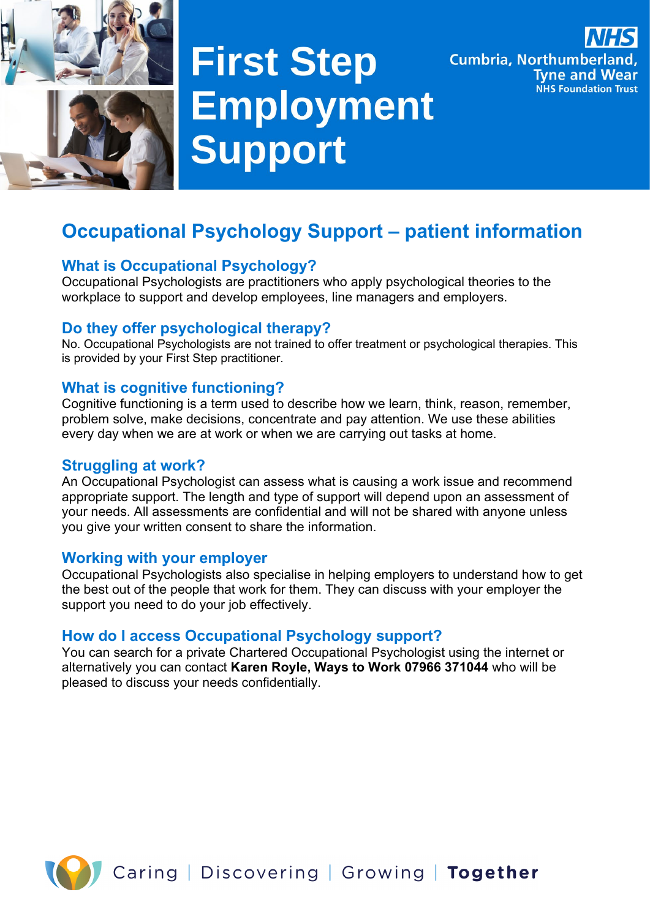# First Step Employment Support

NHS
Cumbria, Northumberland, Tyne and Wear
NHS Foundation Trust

## Occupational Psychology Support – patient information

### What is Occupational Psychology?

Occupational Psychologists are practitioners who apply psychological theories to the workplace to support and develop employees, line managers and employers.

### Do they offer psychological therapy?

No. Occupational Psychologists are not trained to offer treatment or psychological therapies. This is provided by your First Step practitioner.

### What is cognitive functioning?

Cognitive functioning is a term used to describe how we learn, think, reason, remember, problem solve, make decisions, concentrate and pay attention. We use these abilities every day when we are at work or when we are carrying out tasks at home.

### Struggling at work?

An Occupational Psychologist can assess what is causing a work issue and recommend appropriate support. The length and type of support will depend upon an assessment of your needs. All assessments are confidential and will not be shared with anyone unless you give your written consent to share the information.

### Working with your employer

Occupational Psychologists also specialise in helping employers to understand how to get the best out of the people that work for them. They can discuss with your employer the support you need to do your job effectively.

### How do I access Occupational Psychology support?

You can search for a private Chartered Occupational Psychologist using the internet or alternatively you can contact **Karen Royle, Ways to Work 07966 371044** who will be pleased to discuss your needs confidentially.

Caring | Discovering | Growing | **Together**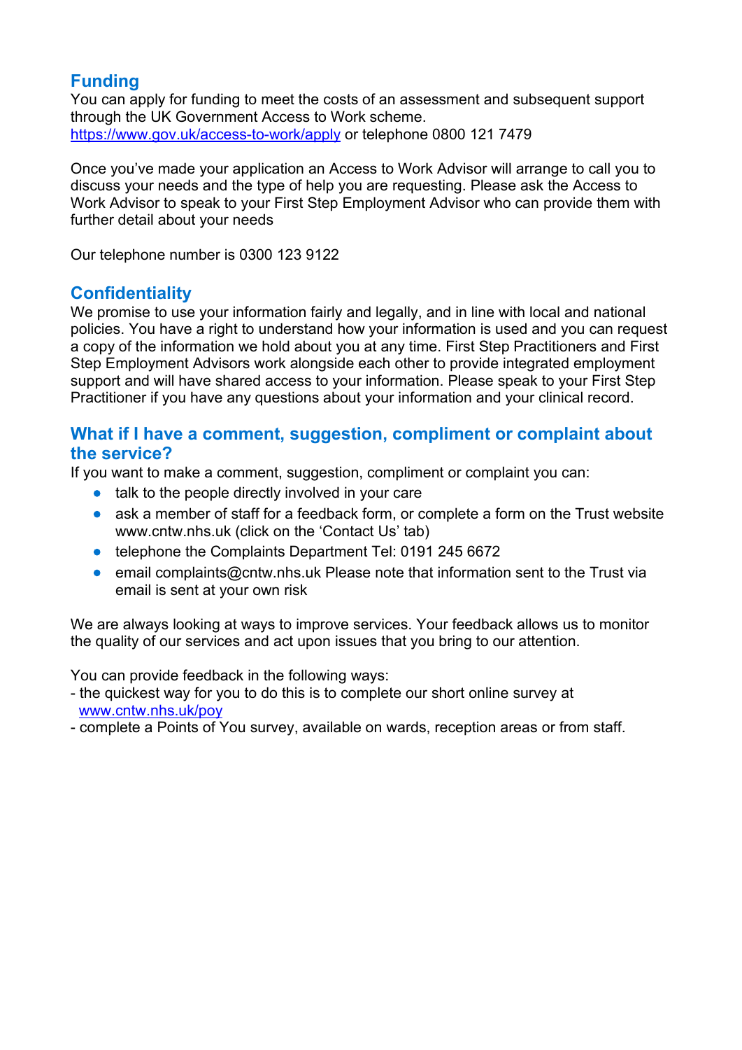## Funding

You can apply for funding to meet the costs of an assessment and subsequent support through the UK Government Access to Work scheme.
https://www.gov.uk/access-to-work/apply or telephone 0800 121 7479

Once you've made your application an Access to Work Advisor will arrange to call you to discuss your needs and the type of help you are requesting. Please ask the Access to Work Advisor to speak to your First Step Employment Advisor who can provide them with further detail about your needs

Our telephone number is 0300 123 9122

## Confidentiality

We promise to use your information fairly and legally, and in line with local and national policies. You have a right to understand how your information is used and you can request a copy of the information we hold about you at any time. First Step Practitioners and First Step Employment Advisors work alongside each other to provide integrated employment support and will have shared access to your information. Please speak to your First Step Practitioner if you have any questions about your information and your clinical record.

## What if I have a comment, suggestion, compliment or complaint about the service?

If you want to make a comment, suggestion, compliment or complaint you can:

- talk to the people directly involved in your care
- ask a member of staff for a feedback form, or complete a form on the Trust website www.cntw.nhs.uk (click on the 'Contact Us' tab)
- telephone the Complaints Department Tel: 0191 245 6672
- email complaints@cntw.nhs.uk Please note that information sent to the Trust via email is sent at your own risk

We are always looking at ways to improve services. Your feedback allows us to monitor the quality of our services and act upon issues that you bring to our attention.

You can provide feedback in the following ways:

- the quickest way for you to do this is to complete our short online survey at www.cntw.nhs.uk/poy
- complete a Points of You survey, available on wards, reception areas or from staff.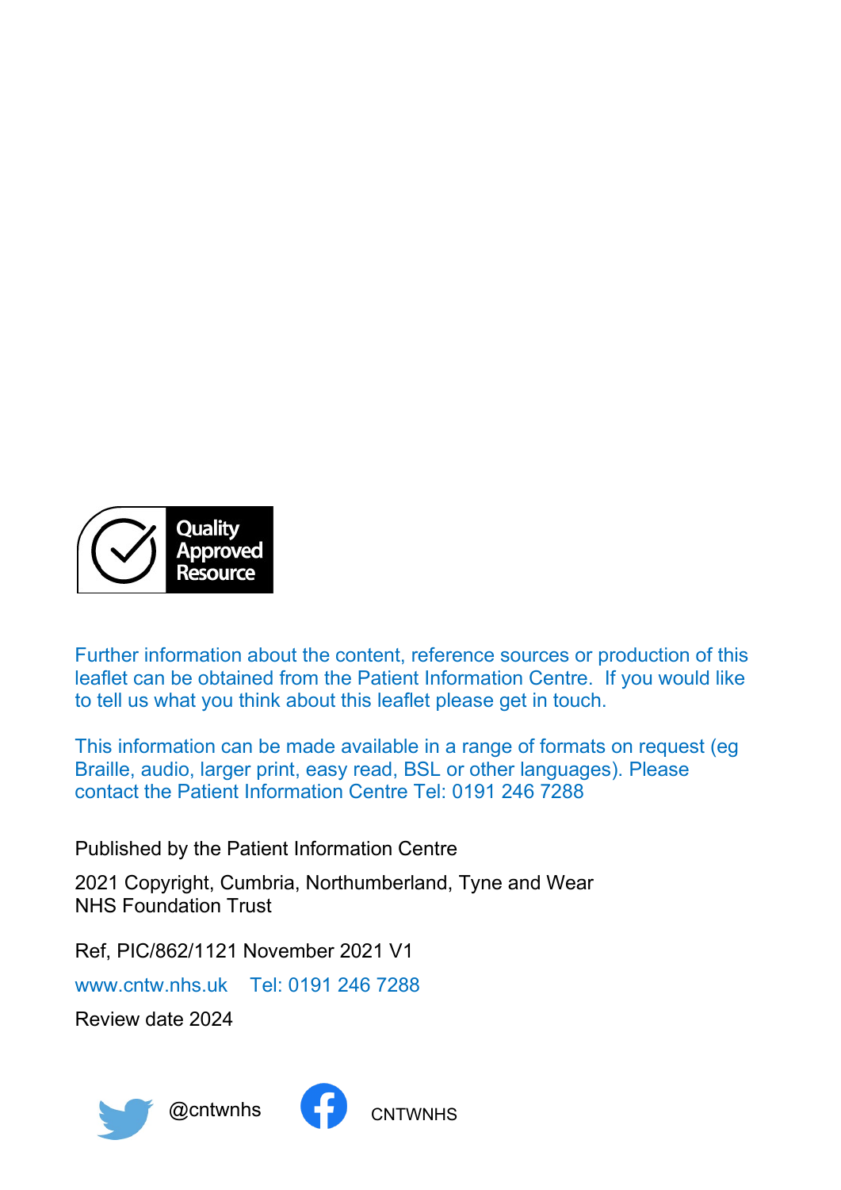Quality Approved Resource

Further information about the content, reference sources or production of this leaflet can be obtained from the Patient Information Centre. If you would like to tell us what you think about this leaflet please get in touch.

This information can be made available in a range of formats on request (eg Braille, audio, larger print, easy read, BSL or other languages). Please contact the Patient Information Centre Tel: 0191 246 7288

Published by the Patient Information Centre

2021 Copyright, Cumbria, Northumberland, Tyne and Wear NHS Foundation Trust

Ref, PIC/862/1121 November 2021 V1

www.cntw.nhs.uk Tel: 0191 246 7288

Review date 2024

@cntwnhs CNTWNHS